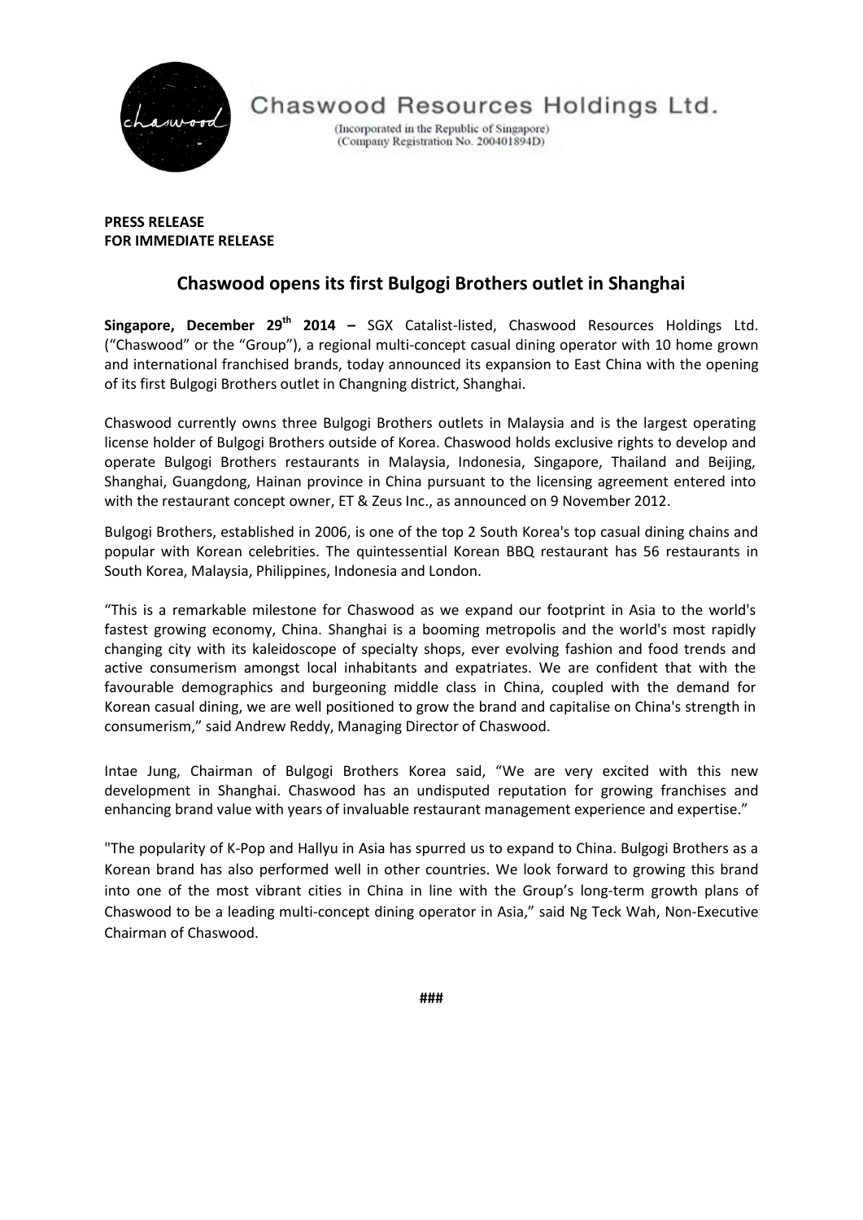Chaswood Resources Holdings Ltd.

(Incorporated in the Republic of Singapore)
(Company Registration No. 200401894D)

**PRESS RELEASE**
**FOR IMMEDIATE RELEASE**

# Chaswood opens its first Bulgogi Brothers outlet in Shanghai

**Singapore, December 29th 2014 –** SGX Catalist-listed, Chaswood Resources Holdings Ltd. ("Chaswood" or the "Group"), a regional multi-concept casual dining operator with 10 home grown and international franchised brands, today announced its expansion to East China with the opening of its first Bulgogi Brothers outlet in Changning district, Shanghai.

Chaswood currently owns three Bulgogi Brothers outlets in Malaysia and is the largest operating license holder of Bulgogi Brothers outside of Korea. Chaswood holds exclusive rights to develop and operate Bulgogi Brothers restaurants in Malaysia, Indonesia, Singapore, Thailand and Beijing, Shanghai, Guangdong, Hainan province in China pursuant to the licensing agreement entered into with the restaurant concept owner, ET & Zeus Inc., as announced on 9 November 2012.

Bulgogi Brothers, established in 2006, is one of the top 2 South Korea's top casual dining chains and popular with Korean celebrities. The quintessential Korean BBQ restaurant has 56 restaurants in South Korea, Malaysia, Philippines, Indonesia and London.

"This is a remarkable milestone for Chaswood as we expand our footprint in Asia to the world's fastest growing economy, China. Shanghai is a booming metropolis and the world's most rapidly changing city with its kaleidoscope of specialty shops, ever evolving fashion and food trends and active consumerism amongst local inhabitants and expatriates. We are confident that with the favourable demographics and burgeoning middle class in China, coupled with the demand for Korean casual dining, we are well positioned to grow the brand and capitalise on China's strength in consumerism," said Andrew Reddy, Managing Director of Chaswood.

Intae Jung, Chairman of Bulgogi Brothers Korea said, "We are very excited with this new development in Shanghai. Chaswood has an undisputed reputation for growing franchises and enhancing brand value with years of invaluable restaurant management experience and expertise."

"The popularity of K-Pop and Hallyu in Asia has spurred us to expand to China. Bulgogi Brothers as a Korean brand has also performed well in other countries. We look forward to growing this brand into one of the most vibrant cities in China in line with the Group's long-term growth plans of Chaswood to be a leading multi-concept dining operator in Asia," said Ng Teck Wah, Non-Executive Chairman of Chaswood.

###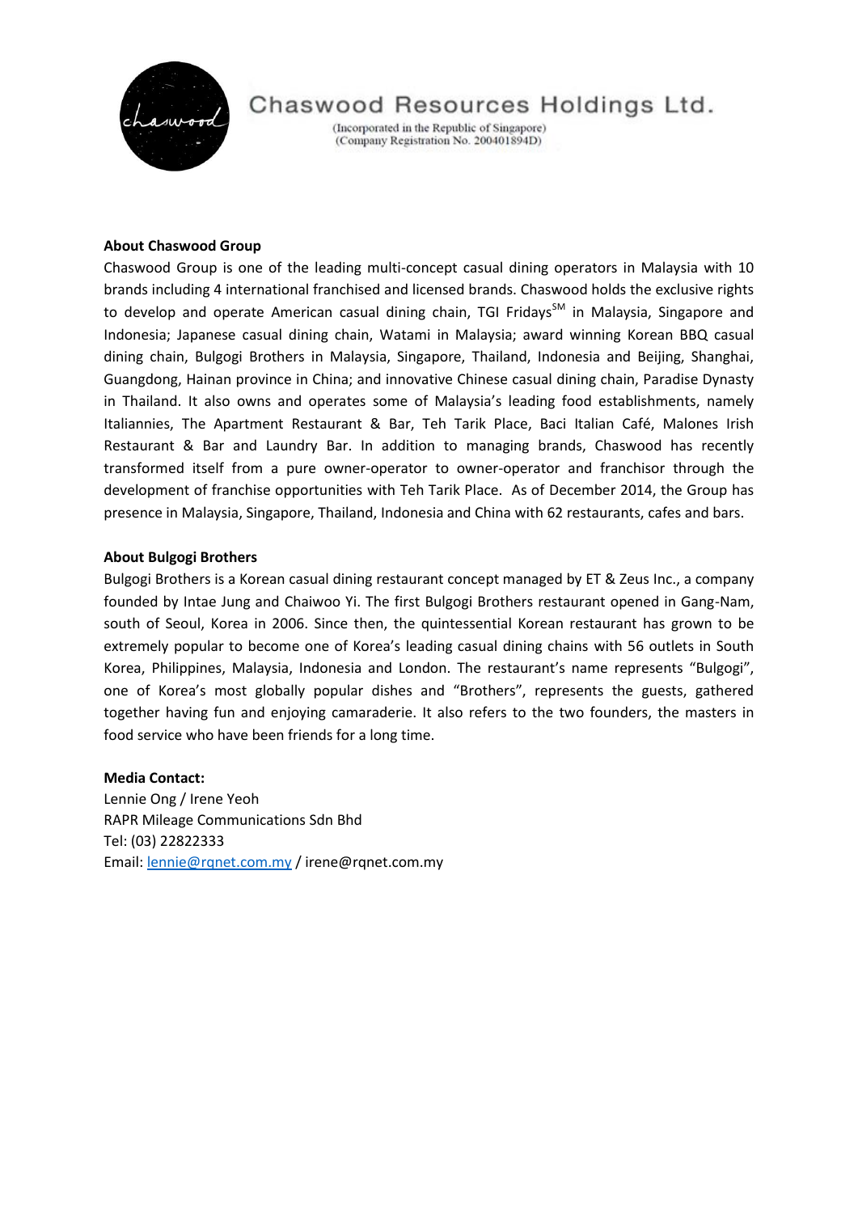Chaswood Resources Holdings Ltd.

(Incorporated in the Republic of Singapore)
(Company Registration No. 200401894D)

**About Chaswood Group**

Chaswood Group is one of the leading multi-concept casual dining operators in Malaysia with 10 brands including 4 international franchised and licensed brands. Chaswood holds the exclusive rights to develop and operate American casual dining chain, TGI Fridays$^{SM}$ in Malaysia, Singapore and Indonesia; Japanese casual dining chain, Watami in Malaysia; award winning Korean BBQ casual dining chain, Bulgogi Brothers in Malaysia, Singapore, Thailand, Indonesia and Beijing, Shanghai, Guangdong, Hainan province in China; and innovative Chinese casual dining chain, Paradise Dynasty in Thailand. It also owns and operates some of Malaysia's leading food establishments, namely Italiannies, The Apartment Restaurant & Bar, Teh Tarik Place, Baci Italian Café, Malones Irish Restaurant & Bar and Laundry Bar. In addition to managing brands, Chaswood has recently transformed itself from a pure owner-operator to owner-operator and franchisor through the development of franchise opportunities with Teh Tarik Place. As of December 2014, the Group has presence in Malaysia, Singapore, Thailand, Indonesia and China with 62 restaurants, cafes and bars.

**About Bulgogi Brothers**

Bulgogi Brothers is a Korean casual dining restaurant concept managed by ET & Zeus Inc., a company founded by Intae Jung and Chaiwoo Yi. The first Bulgogi Brothers restaurant opened in Gang-Nam, south of Seoul, Korea in 2006. Since then, the quintessential Korean restaurant has grown to be extremely popular to become one of Korea's leading casual dining chains with 56 outlets in South Korea, Philippines, Malaysia, Indonesia and London. The restaurant's name represents "Bulgogi", one of Korea's most globally popular dishes and "Brothers", represents the guests, gathered together having fun and enjoying camaraderie. It also refers to the two founders, the masters in food service who have been friends for a long time.

**Media Contact:**

Lennie Ong / Irene Yeoh
RAPR Mileage Communications Sdn Bhd
Tel: (03) 22822333
Email: lennie@rqnet.com.my / irene@rqnet.com.my